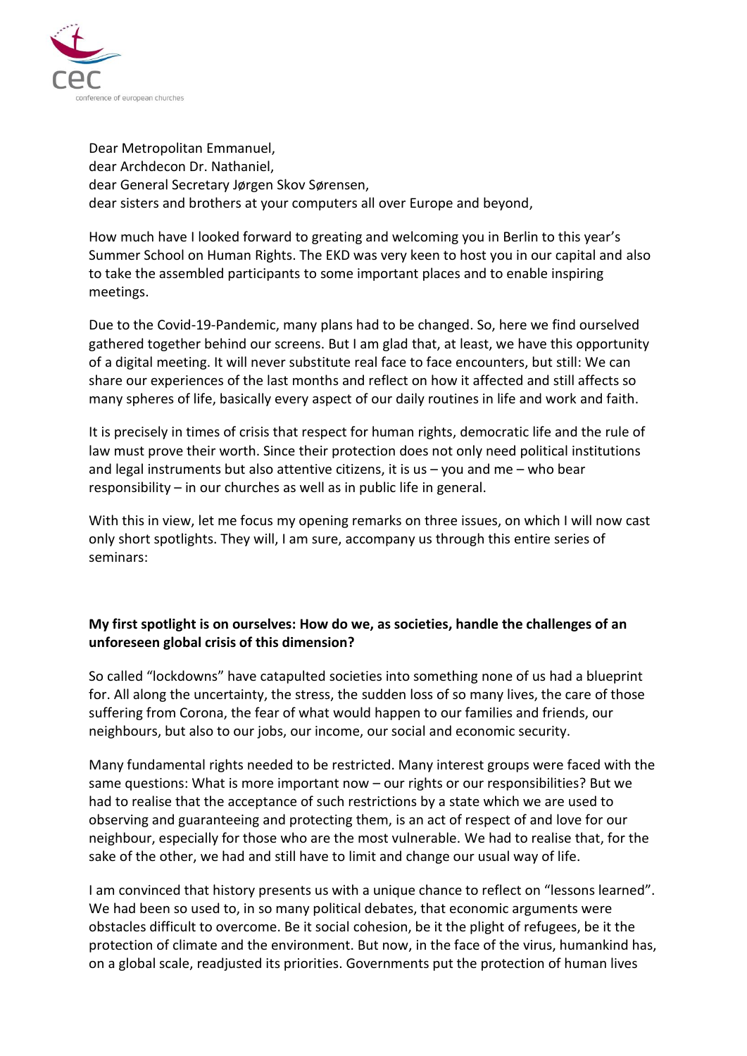Dear Metropolitan Emmanuel,
dear Archdecon Dr. Nathaniel,
dear General Secretary Jørgen Skov Sørensen,
dear sisters and brothers at your computers all over Europe and beyond,

How much have I looked forward to greating and welcoming you in Berlin to this year's Summer School on Human Rights. The EKD was very keen to host you in our capital and also to take the assembled participants to some important places and to enable inspiring meetings.

Due to the Covid-19-Pandemic, many plans had to be changed. So, here we find ourselved gathered together behind our screens. But I am glad that, at least, we have this opportunity of a digital meeting. It will never substitute real face to face encounters, but still: We can share our experiences of the last months and reflect on how it affected and still affects so many spheres of life, basically every aspect of our daily routines in life and work and faith.

It is precisely in times of crisis that respect for human rights, democratic life and the rule of law must prove their worth. Since their protection does not only need political institutions and legal instruments but also attentive citizens, it is us – you and me – who bear responsibility – in our churches as well as in public life in general.

With this in view, let me focus my opening remarks on three issues, on which I will now cast only short spotlights. They will, I am sure, accompany us through this entire series of seminars:

**My first spotlight is on ourselves: How do we, as societies, handle the challenges of an unforeseen global crisis of this dimension?**

So called "lockdowns" have catapulted societies into something none of us had a blueprint for. All along the uncertainty, the stress, the sudden loss of so many lives, the care of those suffering from Corona, the fear of what would happen to our families and friends, our neighbours, but also to our jobs, our income, our social and economic security.

Many fundamental rights needed to be restricted. Many interest groups were faced with the same questions: What is more important now – our rights or our responsibilities? But we had to realise that the acceptance of such restrictions by a state which we are used to observing and guaranteeing and protecting them, is an act of respect of and love for our neighbour, especially for those who are the most vulnerable. We had to realise that, for the sake of the other, we had and still have to limit and change our usual way of life.

I am convinced that history presents us with a unique chance to reflect on "lessons learned". We had been so used to, in so many political debates, that economic arguments were obstacles difficult to overcome. Be it social cohesion, be it the plight of refugees, be it the protection of climate and the environment. But now, in the face of the virus, humankind has, on a global scale, readjusted its priorities. Governments put the protection of human lives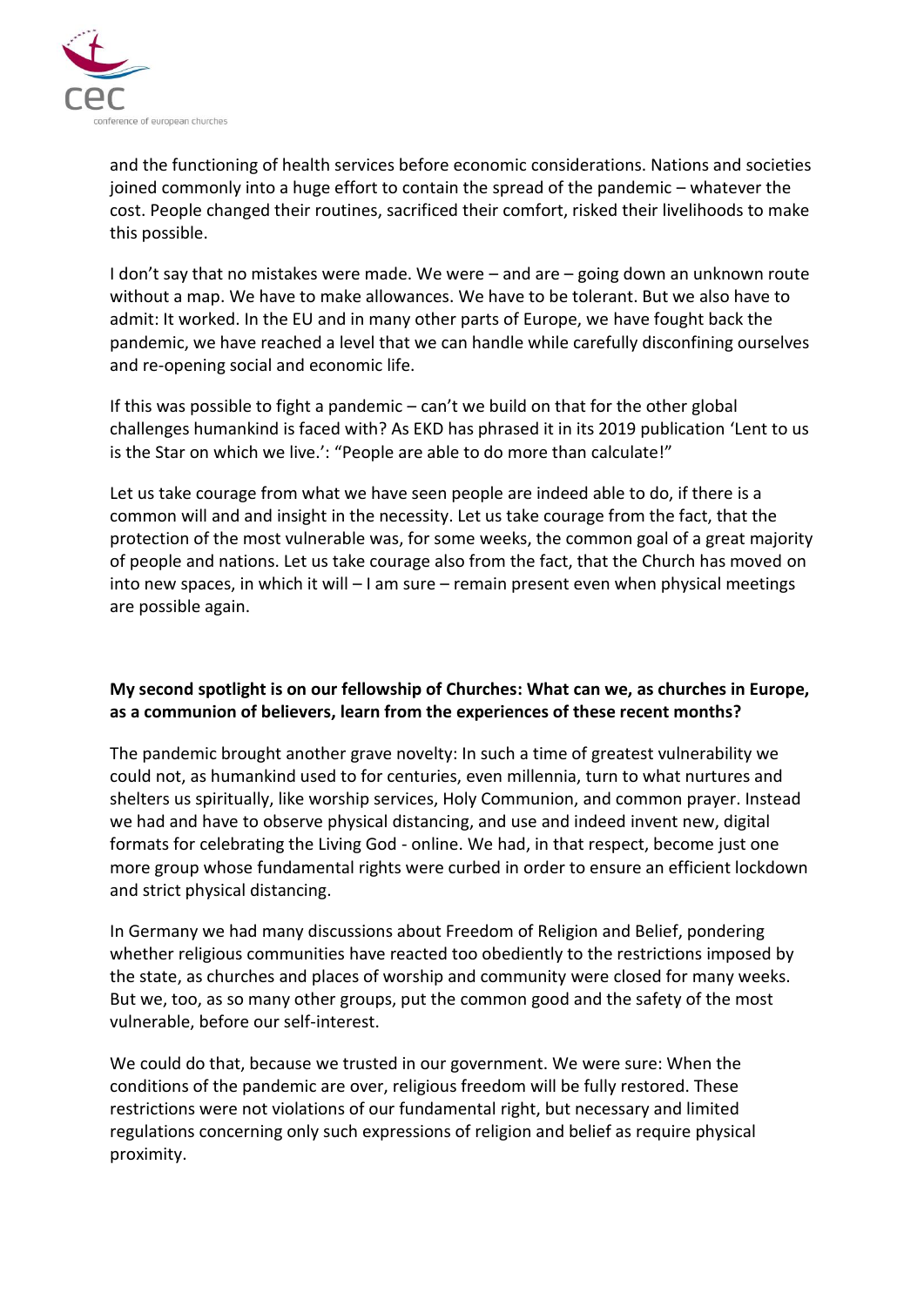and the functioning of health services before economic considerations. Nations and societies joined commonly into a huge effort to contain the spread of the pandemic – whatever the cost. People changed their routines, sacrificed their comfort, risked their livelihoods to make this possible.

I don't say that no mistakes were made. We were – and are – going down an unknown route without a map. We have to make allowances. We have to be tolerant. But we also have to admit: It worked. In the EU and in many other parts of Europe, we have fought back the pandemic, we have reached a level that we can handle while carefully disconfining ourselves and re-opening social and economic life.

If this was possible to fight a pandemic – can't we build on that for the other global challenges humankind is faced with? As EKD has phrased it in its 2019 publication 'Lent to us is the Star on which we live.': "People are able to do more than calculate!"

Let us take courage from what we have seen people are indeed able to do, if there is a common will and and insight in the necessity. Let us take courage from the fact, that the protection of the most vulnerable was, for some weeks, the common goal of a great majority of people and nations. Let us take courage also from the fact, that the Church has moved on into new spaces, in which it will – I am sure – remain present even when physical meetings are possible again.

**My second spotlight is on our fellowship of Churches: What can we, as churches in Europe, as a communion of believers, learn from the experiences of these recent months?**

The pandemic brought another grave novelty: In such a time of greatest vulnerability we could not, as humankind used to for centuries, even millennia, turn to what nurtures and shelters us spiritually, like worship services, Holy Communion, and common prayer. Instead we had and have to observe physical distancing, and use and indeed invent new, digital formats for celebrating the Living God - online. We had, in that respect, become just one more group whose fundamental rights were curbed in order to ensure an efficient lockdown and strict physical distancing.

In Germany we had many discussions about Freedom of Religion and Belief, pondering whether religious communities have reacted too obediently to the restrictions imposed by the state, as churches and places of worship and community were closed for many weeks. But we, too, as so many other groups, put the common good and the safety of the most vulnerable, before our self-interest.

We could do that, because we trusted in our government. We were sure: When the conditions of the pandemic are over, religious freedom will be fully restored. These restrictions were not violations of our fundamental right, but necessary and limited regulations concerning only such expressions of religion and belief as require physical proximity.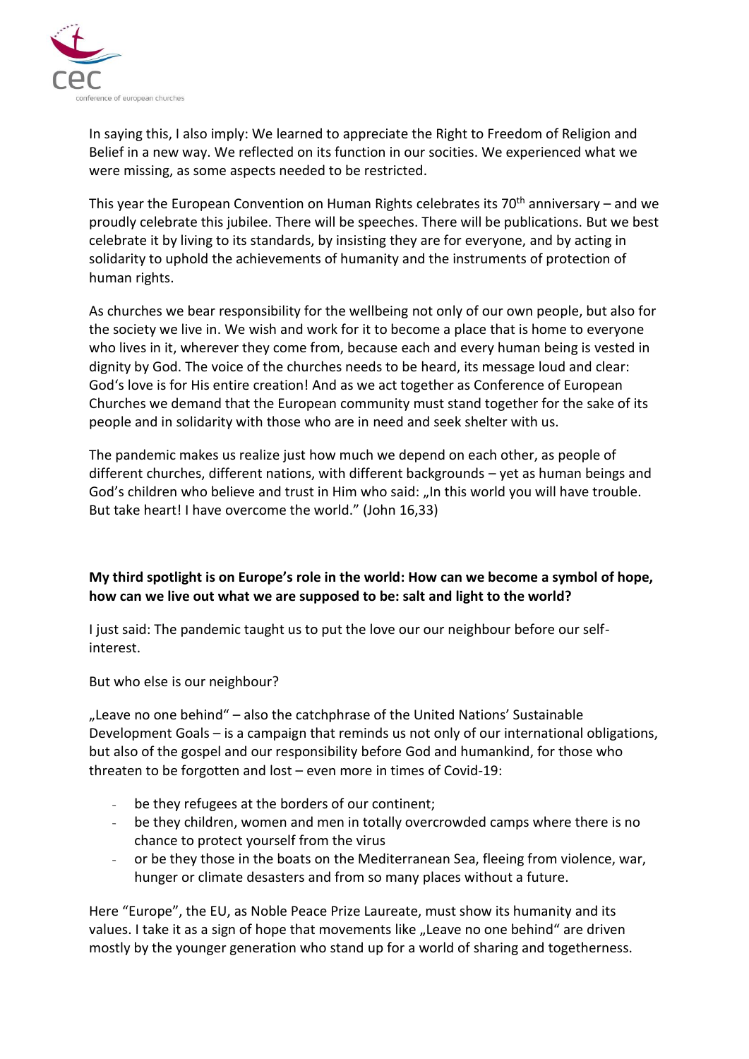In saying this, I also imply: We learned to appreciate the Right to Freedom of Religion and Belief in a new way. We reflected on its function in our socities. We experienced what we were missing, as some aspects needed to be restricted.

This year the European Convention on Human Rights celebrates its 70th anniversary – and we proudly celebrate this jubilee. There will be speeches. There will be publications. But we best celebrate it by living to its standards, by insisting they are for everyone, and by acting in solidarity to uphold the achievements of humanity and the instruments of protection of human rights.

As churches we bear responsibility for the wellbeing not only of our own people, but also for the society we live in. We wish and work for it to become a place that is home to everyone who lives in it, wherever they come from, because each and every human being is vested in dignity by God. The voice of the churches needs to be heard, its message loud and clear: God's love is for His entire creation! And as we act together as Conference of European Churches we demand that the European community must stand together for the sake of its people and in solidarity with those who are in need and seek shelter with us.

The pandemic makes us realize just how much we depend on each other, as people of different churches, different nations, with different backgrounds – yet as human beings and God's children who believe and trust in Him who said: „In this world you will have trouble. But take heart! I have overcome the world." (John 16,33)

**My third spotlight is on Europe's role in the world: How can we become a symbol of hope, how can we live out what we are supposed to be: salt and light to the world?**

I just said: The pandemic taught us to put the love our our neighbour before our self-interest.

But who else is our neighbour?

„Leave no one behind" – also the catchphrase of the United Nations' Sustainable Development Goals – is a campaign that reminds us not only of our international obligations, but also of the gospel and our responsibility before God and humankind, for those who threaten to be forgotten and lost – even more in times of Covid-19:

- be they refugees at the borders of our continent;
- be they children, women and men in totally overcrowded camps where there is no chance to protect yourself from the virus
- or be they those in the boats on the Mediterranean Sea, fleeing from violence, war, hunger or climate desasters and from so many places without a future.

Here "Europe", the EU, as Noble Peace Prize Laureate, must show its humanity and its values. I take it as a sign of hope that movements like „Leave no one behind" are driven mostly by the younger generation who stand up for a world of sharing and togetherness.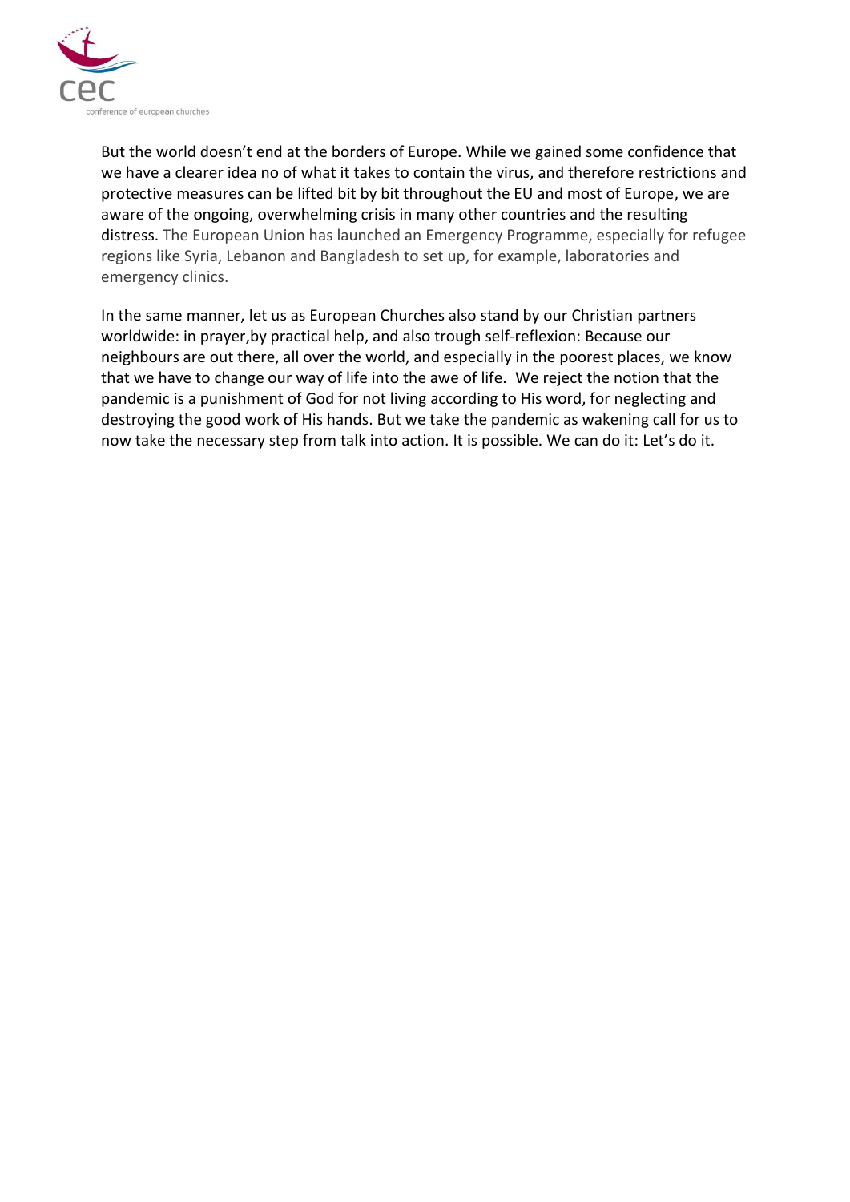But the world doesn't end at the borders of Europe. While we gained some confidence that we have a clearer idea no of what it takes to contain the virus, and therefore restrictions and protective measures can be lifted bit by bit throughout the EU and most of Europe, we are aware of the ongoing, overwhelming crisis in many other countries and the resulting distress. The European Union has launched an Emergency Programme, especially for refugee regions like Syria, Lebanon and Bangladesh to set up, for example, laboratories and emergency clinics.

In the same manner, let us as European Churches also stand by our Christian partners worldwide: in prayer,by practical help, and also trough self-reflexion: Because our neighbours are out there, all over the world, and especially in the poorest places, we know that we have to change our way of life into the awe of life. We reject the notion that the pandemic is a punishment of God for not living according to His word, for neglecting and destroying the good work of His hands. But we take the pandemic as wakening call for us to now take the necessary step from talk into action. It is possible. We can do it: Let's do it.